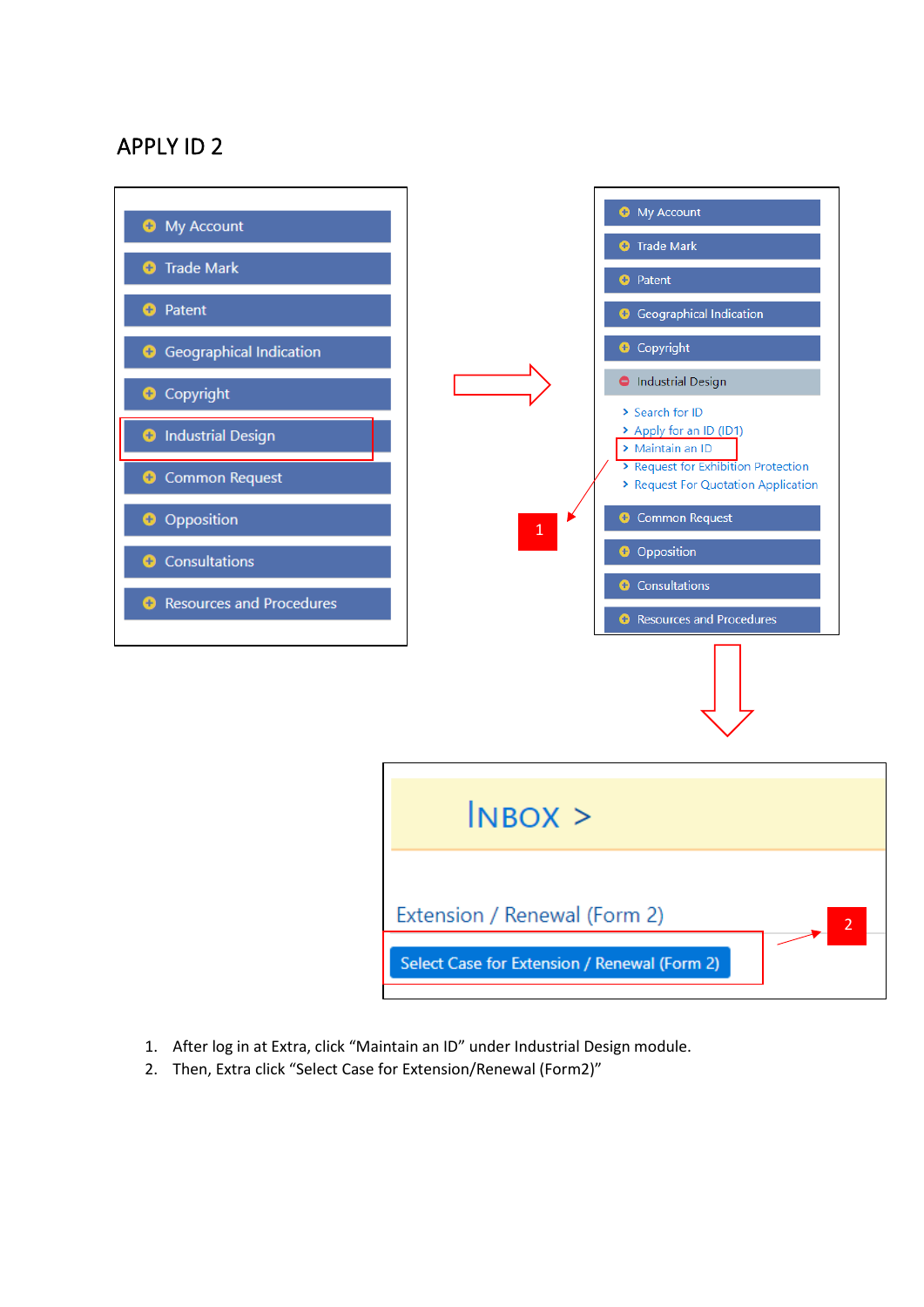# APPLY ID 2

- My Account
- Trade Mark
- Patent
- Geographical Indication
- Copyright
- Industrial Design
- Common Request
- Opposition
- Consultations
- Resources and Procedures

- My Account
- Trade Mark
- Patent
- Geographical Indication
- Copyright
- Industrial Design
  - Search for ID
  - Apply for an ID (ID1)
  - Maintain an ID
  - Request for Exhibition Protection
  - Request For Quotation Application
- Common Request
- Opposition
- Consultations
- Resources and Procedures

1

INBOX >

Extension / Renewal (Form 2)

Select Case for Extension / Renewal (Form 2)

2

1. After log in at Extra, click "Maintain an ID" under Industrial Design module.
2. Then, Extra click "Select Case for Extension/Renewal (Form2)"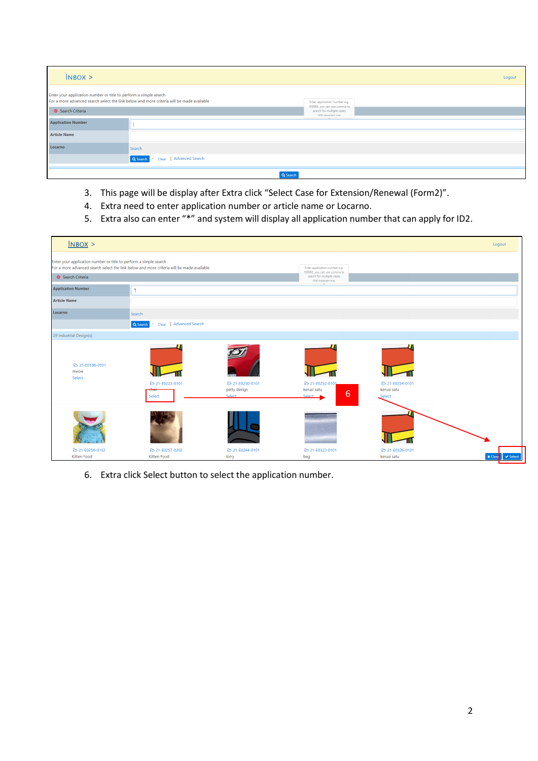3. This page will be display after Extra click "Select Case for Extension/Renewal (Form2)".
4. Extra need to enter application number or article name or Locarno.
5. Extra also can enter "*" and system will display all application number that can apply for ID2.

6. Extra click Select button to select the application number.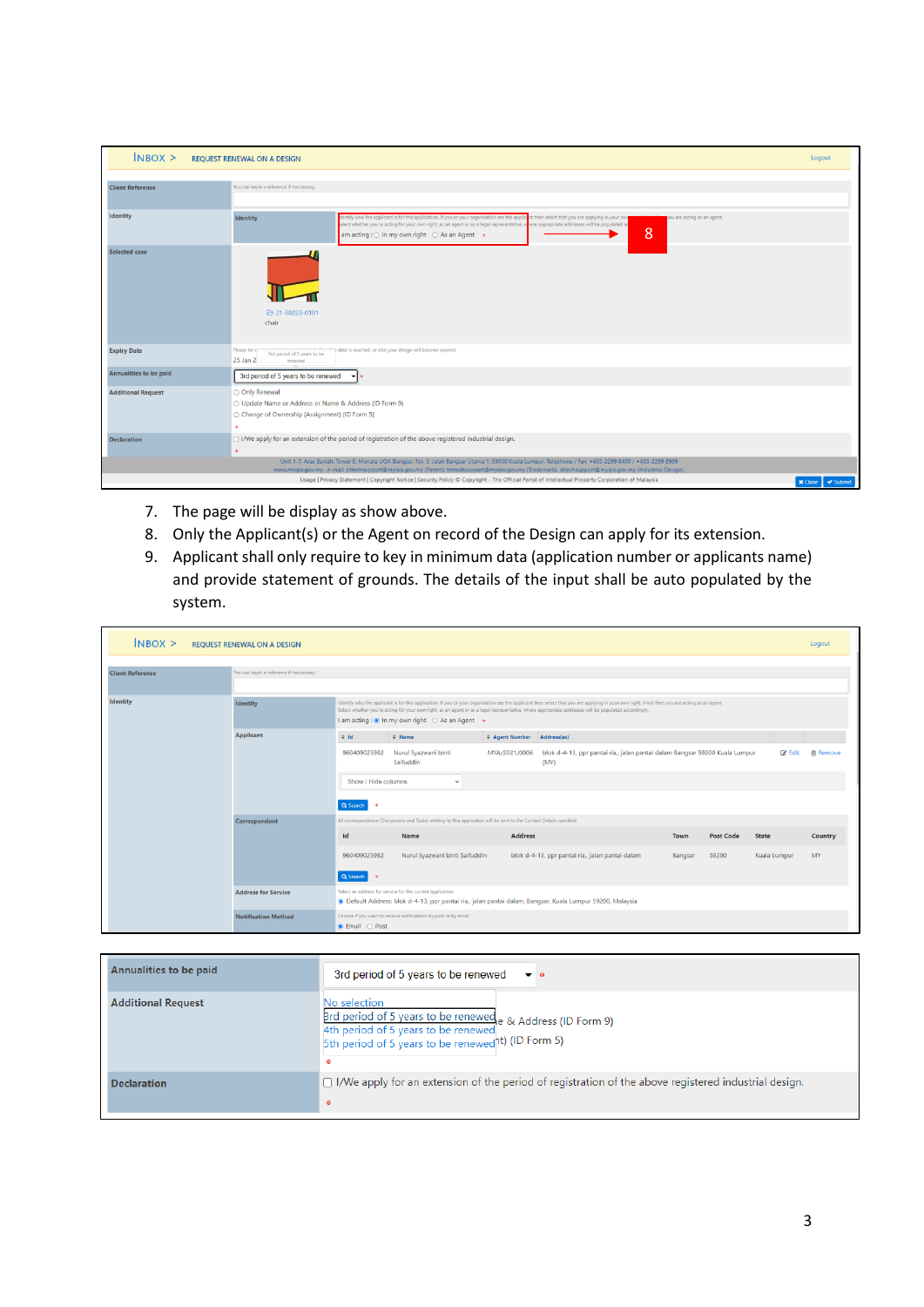7. The page will be display as show above.
8. Only the Applicant(s) or the Agent on record of the Design can apply for its extension.
9. Applicant shall only require to key in minimum data (application number or applicants name) and provide statement of grounds. The details of the input shall be auto populated by the system.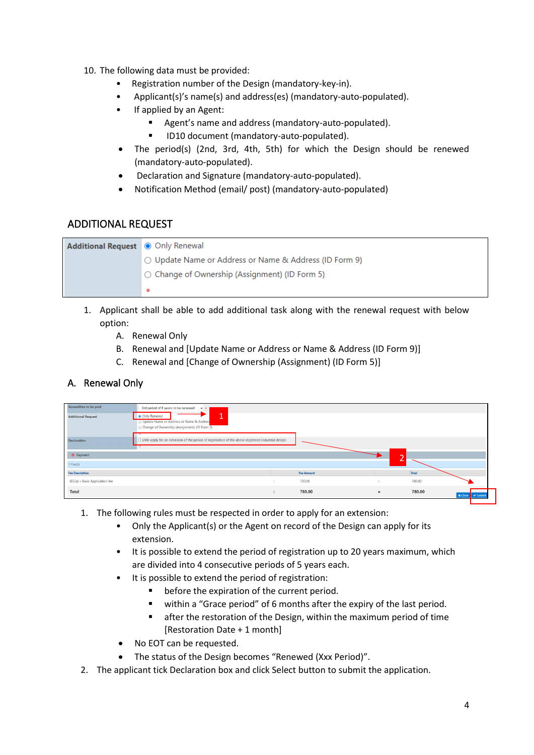10. The following data must be provided:
    - Registration number of the Design (mandatory-key-in).
    - Applicant(s)'s name(s) and address(es) (mandatory-auto-populated).
    - If applied by an Agent:
        - Agent's name and address (mandatory-auto-populated).
        - ID10 document (mandatory-auto-populated).
    - The period(s) (2nd, 3rd, 4th, 5th) for which the Design should be renewed (mandatory-auto-populated).
    - Declaration and Signature (mandatory-auto-populated).
    - Notification Method (email/ post) (mandatory-auto-populated)

## ADDITIONAL REQUEST

| Additional Request | ◉ Only Renewal<br>○ Update Name or Address or Name & Address (ID Form 9)<br>○ Change of Ownership (Assignment) (ID Form 5) |
|---|---|

1. Applicant shall be able to add additional task along with the renewal request with below option:
    A. Renewal Only
    B. Renewal and [Update Name or Address or Name & Address (ID Form 9)]
    C. Renewal and [Change of Ownership (Assignment) (ID Form 5)]

## A. Renewal Only

| Annualities to be paid | 3rd period of 5 years to be renewed |
|---|---|
| Additional Request | ◉ Only Renewal<br>○ Update Name or Address or Name & Address<br>○ Change of Ownership (Assignment) (ID Form 5) |
| Declaration | ☐ I/We apply for an extension of the period of registration of the above registered industrial design. |

Payment

1 Fee(s)

| Fee Description | | Fee Amount | | Total |
|---|---|---|---|---|
| ID2(a) – Basic Application fee | : | 780.00 | = | 780.00 |
| Total | : | 780.00 | = | 780.00 |

Close | Submit

1. The following rules must be respected in order to apply for an extension:
    - Only the Applicant(s) or the Agent on record of the Design can apply for its extension.
    - It is possible to extend the period of registration up to 20 years maximum, which are divided into 4 consecutive periods of 5 years each.
    - It is possible to extend the period of registration:
        - before the expiration of the current period.
        - within a "Grace period" of 6 months after the expiry of the last period.
        - after the restoration of the Design, within the maximum period of time [Restoration Date + 1 month]
    - No EOT can be requested.
    - The status of the Design becomes "Renewed (Xxx Period)".
2. The applicant tick Declaration box and click Select button to submit the application.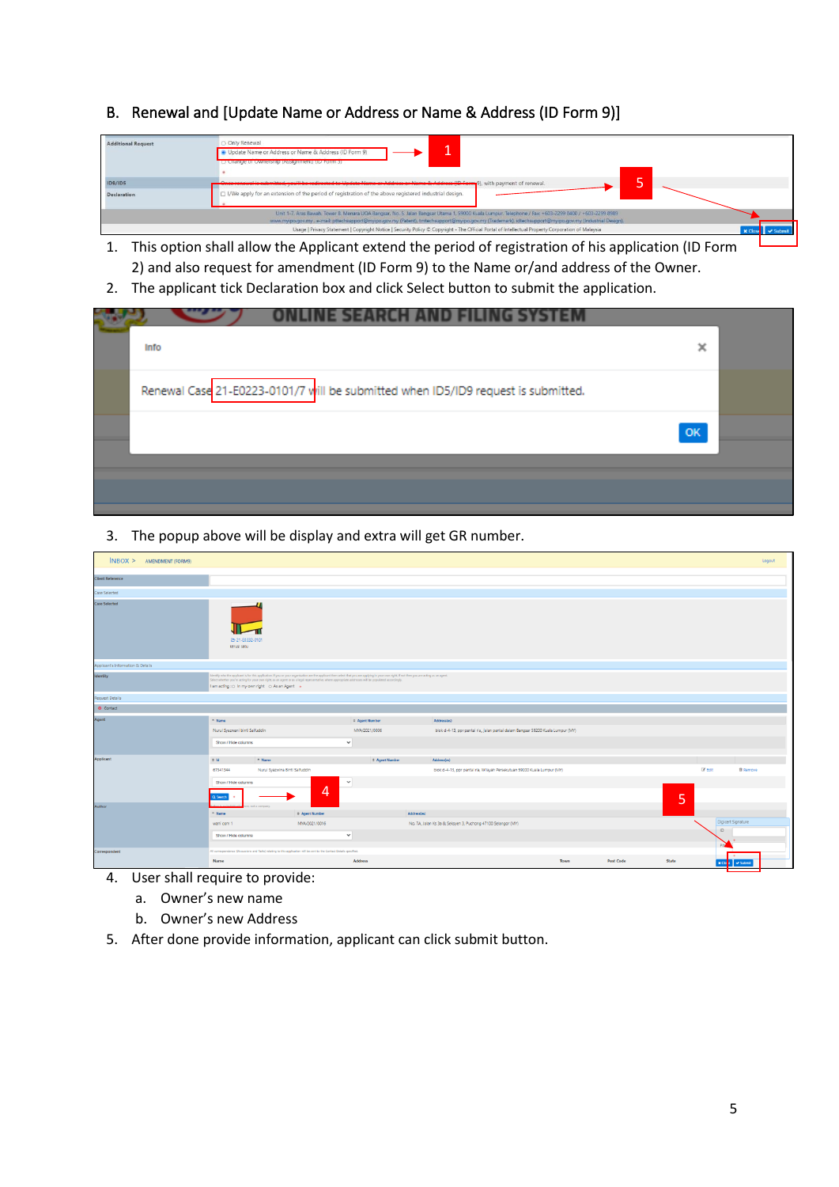## B. Renewal and [Update Name or Address or Name & Address (ID Form 9)]

1. This option shall allow the Applicant extend the period of registration of his application (ID Form 2) and also request for amendment (ID Form 9) to the Name or/and address of the Owner.
2. The applicant tick Declaration box and click Select button to submit the application.

3. The popup above will be display and extra will get GR number.

4. User shall require to provide:
   a. Owner's new name
   b. Owner's new Address
5. After done provide information, applicant can click submit button.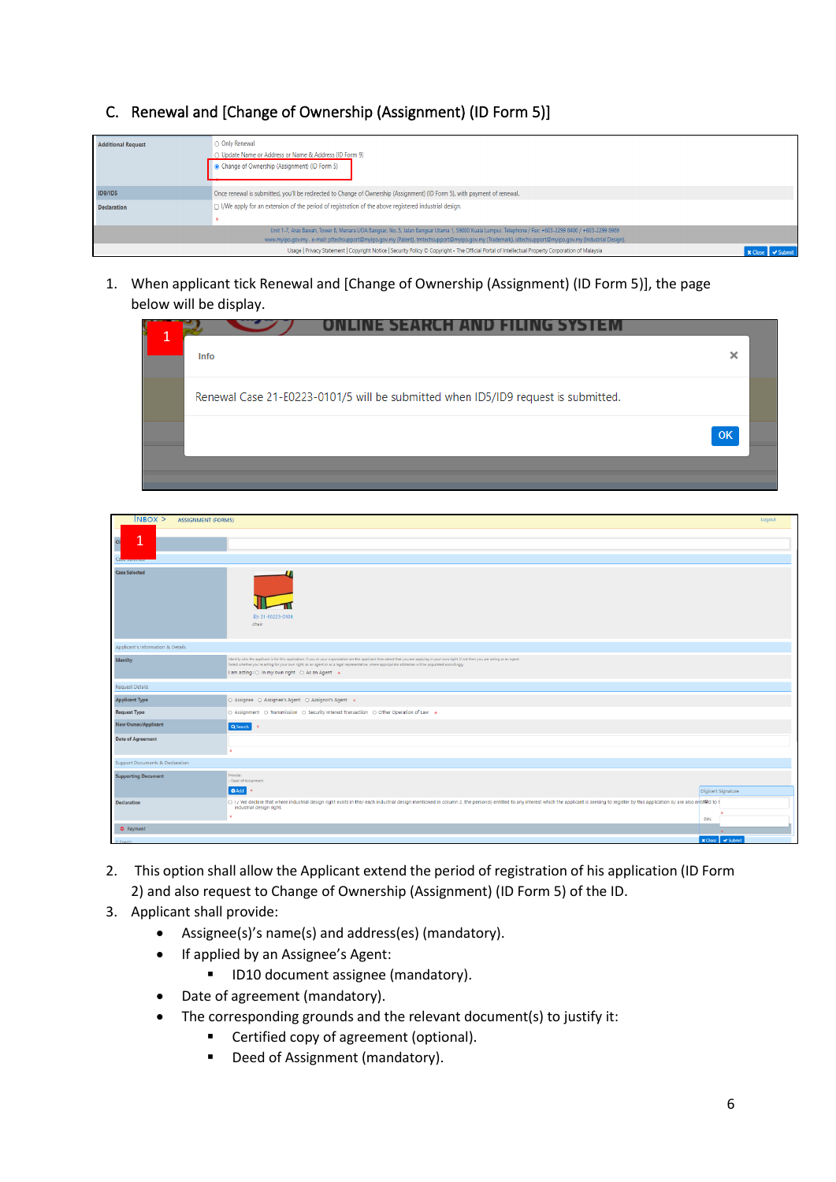## C. Renewal and [Change of Ownership (Assignment) (ID Form 5)]

1. When applicant tick Renewal and [Change of Ownership (Assignment) (ID Form 5)], the page below will be display.

2. This option shall allow the Applicant extend the period of registration of his application (ID Form 2) and also request to Change of Ownership (Assignment) (ID Form 5) of the ID.
3. Applicant shall provide:
   - Assignee(s)'s name(s) and address(es) (mandatory).
   - If applied by an Assignee's Agent:
     - ID10 document assignee (mandatory).
   - Date of agreement (mandatory).
   - The corresponding grounds and the relevant document(s) to justify it:
     - Certified copy of agreement (optional).
     - Deed of Assignment (mandatory).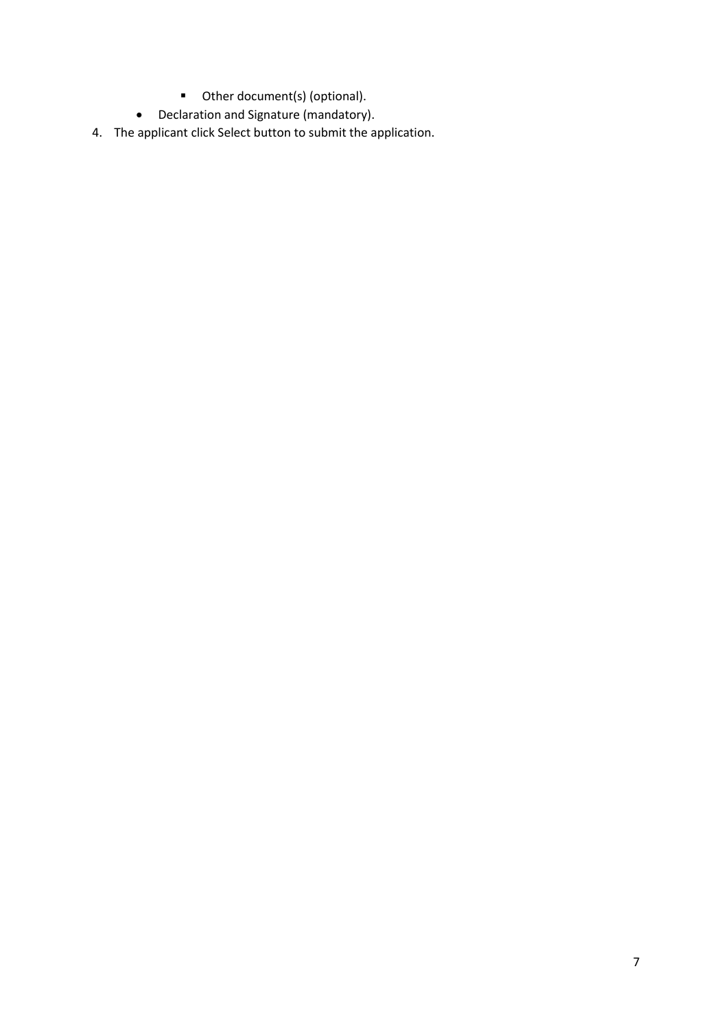- Other document(s) (optional).
    - Declaration and Signature (mandatory).

4. The applicant click Select button to submit the application.